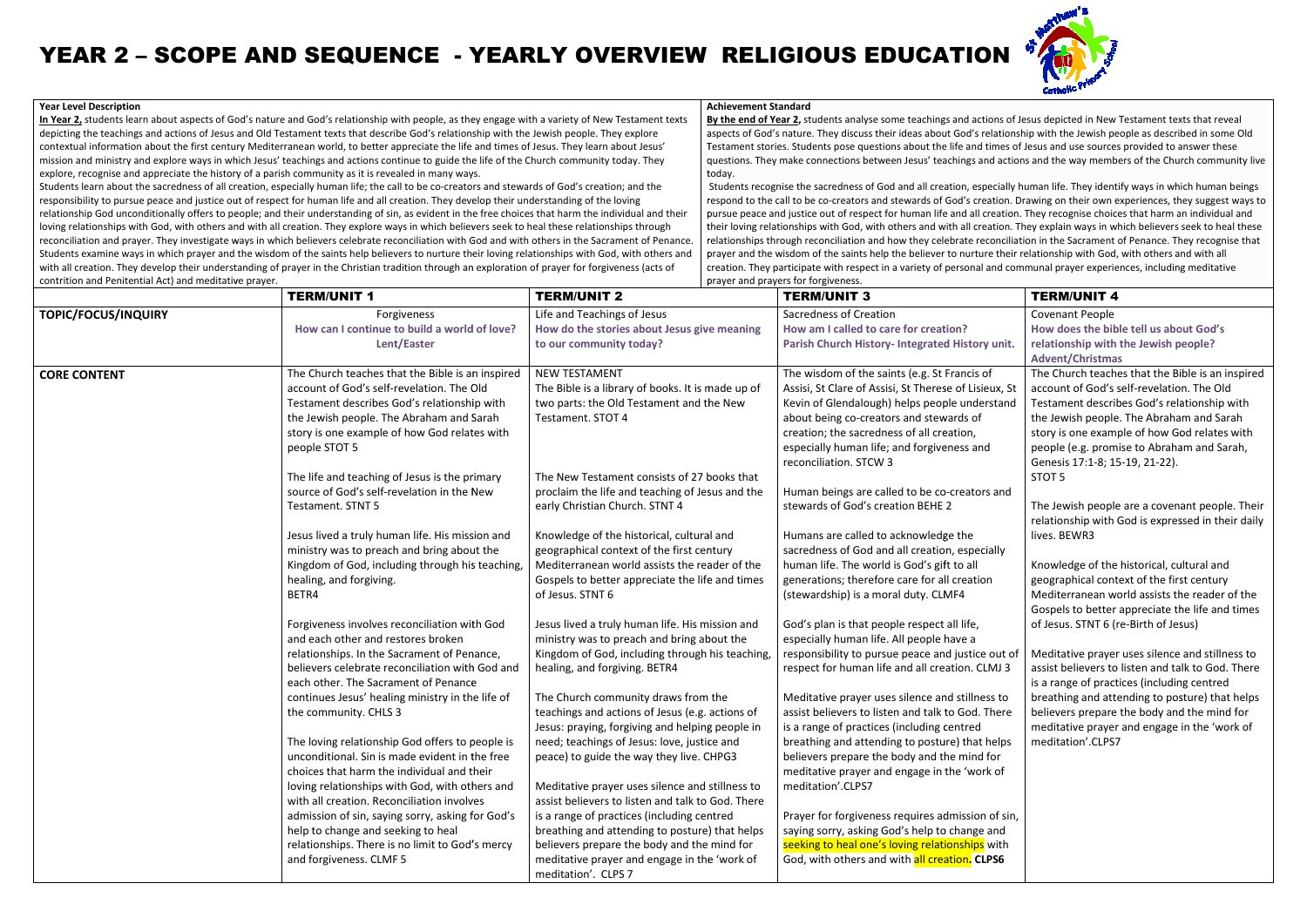# YEAR 2 – SCOPE AND SEQUENCE - YEARLY OVERVIEW RELIGIOUS EDUCATION

**Year Level Description**

**In Year 2,** students learn about aspects of God's nature and God's relationship with people, as they engage with a variety of New Testament texts depicting the teachings and actions of Jesus and Old Testament texts that describe God's relationship with the Jewish people. They explore contextual information about the first century Mediterranean world, to better appreciate the life and times of Jesus. They learn about Jesus' mission and ministry and explore ways in which Jesus' teachings and actions continue to guide the life of the Church community today. They explore, recognise and appreciate the history of a parish community as it is revealed in many ways.

Students learn about the sacredness of all creation, especially human life; the call to be co-creators and stewards of God's creation; and the responsibility to pursue peace and justice out of respect for human life and all creation. They develop their understanding of the loving relationship God unconditionally offers to people; and their understanding of sin, as evident in the free choices that harm the individual and their loving relationships with God, with others and with all creation. They explore ways in which believers seek to heal these relationships through reconciliation and prayer. They investigate ways in which believers celebrate reconciliation with God and with others in the Sacrament of Penance. Students examine ways in which prayer and the wisdom of the saints help believers to nurture their loving relationships with God, with others and with all creation. They develop their understanding of prayer in the Christian tradition through an exploration of prayer for forgiveness (acts of contrition and Penitential Act) and meditative prayer.

**Achievement Standard**

**By the end of Year 2,** students analyse some teachings and actions of Jesus depicted in New Testament texts that reveal aspects of God's nature. They discuss their ideas about God's relationship with the Jewish people as described in some Old Testament texts. Students pose questions about the life and times of Jesus and use sources provided to answer these questions. They make connections between Jesus' teachings and actions and the way members of the Church community live today.

Students recognise the sacredness of God and all creation, especially human life. They identify ways in which human beings respond to the call to be co-creators and stewards of God's creation. Drawing on their own experiences, they suggest ways to pursue peace and justice out of respect for human life and all creation. They recognise choices that harm an individual and their loving relationships with God, with others and with all creation. They explain ways in which believers seek to heal these relationships through reconciliation and how they celebrate reconciliation in the Sacrament of Penance. They recognise that prayer and the wisdom of the saints help the believer to nurture their relationship with God, with others and with all creation. They participate with respect in a variety of personal and communal prayer experiences, including meditative prayer and prayers for forgiveness.

| | TERM/UNIT 1 | TERM/UNIT 2 | TERM/UNIT 3 | TERM/UNIT 4 |
|---|---|---|---|---|
| **TOPIC/FOCUS/INQUIRY** | Forgiveness<br>**How can I continue to build a world of love?**<br>**Lent/Easter** | Life and Teachings of Jesus<br>**How do the stories about Jesus give meaning to our community today?** | Sacredness of Creation<br>**How am I called to care for creation?**<br>**Parish Church History- Integrated History unit.** | Covenant People<br>**How does the bible tell us about God's relationship with the Jewish people?**<br>**Advent/Christmas** |
| **CORE CONTENT** | The Church teaches that the Bible is an inspired account of God's self-revelation. The Old Testament describes God's relationship with the Jewish people. The Abraham and Sarah story is one example of how God relates with people STOT 5<br><br>The life and teaching of Jesus is the primary source of God's self-revelation in the New Testament. STNT 5<br><br>Jesus lived a truly human life. His mission and ministry was to preach and bring about the Kingdom of God, including through his teaching, healing, and forgiving.<br>BETR4<br><br>Forgiveness involves reconciliation with God and each other and restores broken relationships. In the Sacrament of Penance, believers celebrate reconciliation with God and each other. The Sacrament of Penance continues Jesus' healing ministry in the life of the community. CHLS 3<br><br>The loving relationship God offers to people is unconditional. Sin is made evident in the free choices that harm the individual and their loving relationships with God, with others and with all creation. Reconciliation involves admission of sin, saying sorry, asking for God's help to change and seeking to heal relationships. There is no limit to God's mercy and forgiveness. CLMF 5 | NEW TESTAMENT<br>The Bible is a library of books. It is made up of two parts: the Old Testament and the New Testament. STOT 4<br><br>The New Testament consists of 27 books that proclaim the life and teaching of Jesus and the early Christian Church. STNT 4<br><br>Knowledge of the historical, cultural and geographical context of the first century Mediterranean world assists the reader of the Gospels to better appreciate the life and times of Jesus. STNT 6<br><br>Jesus lived a truly human life. His mission and ministry was to preach and bring about the Kingdom of God, including through his teaching, healing, and forgiving. BETR4<br><br>The Church community draws from the teachings and actions of Jesus (e.g. actions of Jesus: praying, forgiving and helping people in need; teachings of Jesus: love, justice and peace) to guide the way they live. CHPG3<br><br>Meditative prayer uses silence and stillness to assist believers to listen and talk to God. There is a range of practices (including centred breathing and attending to posture) that helps believers prepare the body and the mind for meditative prayer and engage in the 'work of meditation'. CLPS 7 | The wisdom of the saints (e.g. St Francis of Assisi, St Clare of Assisi, St Therese of Lisieux, St Kevin of Glendalough) helps people understand about being co-creators and stewards of creation; the sacredness of all creation, especially human life; and forgiveness and reconciliation. STCW 3<br><br>Human beings are called to be co-creators and stewards of God's creation BEHE 2<br><br>Humans are called to acknowledge the sacredness of God and all creation, especially human life. The world is God's gift to all generations; therefore care for all creation (stewardship) is a moral duty. CLMF4<br><br>God's plan is that people respect all life, especially human life. All people have a responsibility to pursue peace and justice out of respect for human life and all creation. CLMJ 3<br><br>Meditative prayer uses silence and stillness to assist believers to listen and talk to God. There is a range of practices (including centred breathing and attending to posture) that helps believers prepare the body and the mind for meditative prayer and engage in the 'work of meditation'.CLPS7<br><br>Prayer for forgiveness requires admission of sin, saying sorry, asking God's help to change and seeking to heal one's loving relationships with God, with others and with all creation. **CLPS6** | The Church teaches that the Bible is an inspired account of God's self-revelation. The Old Testament describes God's relationship with the Jewish people. The Abraham and Sarah story is one example of how God relates with people (e.g. promise to Abraham and Sarah, Genesis 17:1-8; 15-19, 21-22).<br>STOT 5<br><br>The Jewish people are a covenant people. Their relationship with God is expressed in their daily lives. BEWR3<br><br>Knowledge of the historical, cultural and geographical context of the first century Mediterranean world assists the reader of the Gospels to better appreciate the life and times of Jesus. STNT 6 (re-Birth of Jesus)<br><br>Meditative prayer uses silence and stillness to assist believers to listen and talk to God. There is a range of practices (including centred breathing and attending to posture) that helps believers prepare the body and the mind for meditative prayer and engage in the 'work of meditation'.CLPS7 |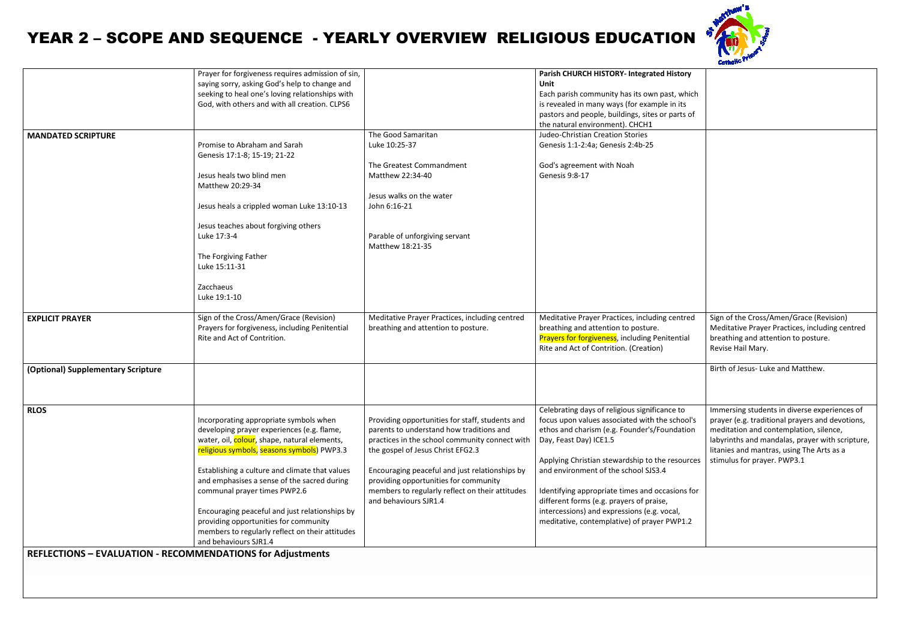# YEAR 2 – SCOPE AND SEQUENCE - YEARLY OVERVIEW RELIGIOUS EDUCATION

| | | | | |
|---|---|---|---|---|
| | Prayer for forgiveness requires admission of sin, saying sorry, asking God's help to change and seeking to heal one's loving relationships with God, with others and with all creation. CLPS6 | | **Parish CHURCH HISTORY- Integrated History Unit**<br>Each parish community has its own past, which is revealed in many ways (for example in its pastors and people, buildings, sites or parts of the natural environment). CHCH1 | |
| **MANDATED SCRIPTURE** | Promise to Abraham and Sarah<br>Genesis 17:1-8; 15-19; 21-22<br><br>Jesus heals two blind men<br>Matthew 20:29-34<br><br>Jesus heals a crippled woman Luke 13:10-13<br><br>Jesus teaches about forgiving others<br>Luke 17:3-4<br><br>The Forgiving Father<br>Luke 15:11-31<br><br>Zacchaeus<br>Luke 19:1-10 | The Good Samaritan<br>Luke 10:25-37<br><br>The Greatest Commandment<br>Matthew 22:34-40<br><br>Jesus walks on the water<br>John 6:16-21<br><br>Parable of unforgiving servant<br>Matthew 18:21-35 | Judeo-Christian Creation Stories<br>Genesis 1:1-2:4a; Genesis 2:4b-25<br><br>God's agreement with Noah<br>Genesis 9:8-17 | |
| **EXPLICIT PRAYER** | Sign of the Cross/Amen/Grace (Revision)<br>Prayers for forgiveness, including Penitential Rite and Act of Contrition. | Meditative Prayer Practices, including centred breathing and attention to posture. | Meditative Prayer Practices, including centred breathing and attention to posture.<br>Prayers for forgiveness, including Penitential Rite and Act of Contrition. (Creation) | Sign of the Cross/Amen/Grace (Revision)<br>Meditative Prayer Practices, including centred breathing and attention to posture.<br>Revise Hail Mary. |
| **(Optional) Supplementary Scripture** | | | | Birth of Jesus- Luke and Matthew. |
| **RLOS** | Incorporating appropriate symbols when developing prayer experiences (e.g. flame, water, oil, colour, shape, natural elements, religious symbols, seasons symbols) PWP3.3<br><br>Establishing a culture and climate that values and emphasises a sense of the sacred during communal prayer times PWP2.6<br><br>Encouraging peaceful and just relationships by providing opportunities for community members to regularly reflect on their attitudes and behaviours SJR1.4 | Providing opportunities for staff, students and parents to understand how traditions and practices in the school community connect with the gospel of Jesus Christ EFG2.3<br><br>Encouraging peaceful and just relationships by providing opportunities for community members to regularly reflect on their attitudes and behaviours SJR1.4 | Celebrating days of religious significance to focus upon values associated with the school's ethos and charism (e.g. Founder's/Foundation Day, Feast Day) ICE1.5<br><br>Applying Christian stewardship to the resources and environment of the school SJS3.4<br><br>Identifying appropriate times and occasions for different forms (e.g. prayers of praise, intercessions) and expressions (e.g. vocal, meditative, contemplative) of prayer PWP1.2 | Immersing students in diverse experiences of prayer (e.g. traditional prayers and devotions, meditation and contemplation, silence, labyrinths and mandalas, prayer with scripture, litanies and mantras, using The Arts as a stimulus for prayer. PWP3.1 |

**REFLECTIONS – EVALUATION - RECOMMENDATIONS for Adjustments**